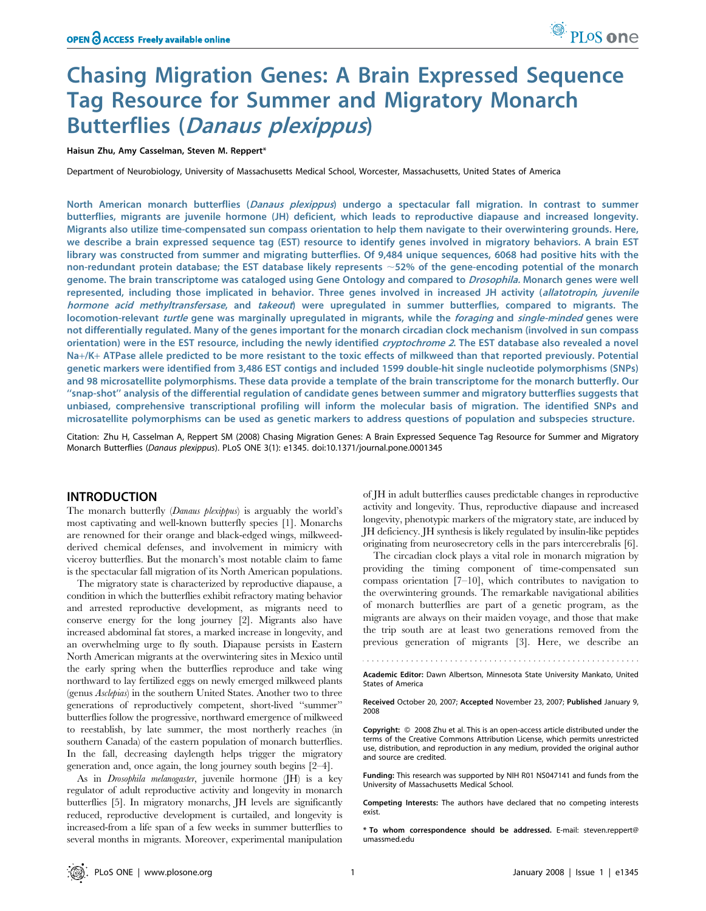# Chasing Migration Genes: A Brain Expressed Sequence Tag Resource for Summer and Migratory Monarch Butterflies (*Danaus plexippus*)

**Haisun Zhu, Amy Casselman, Steven M. Reppert***

Department of Neurobiology, University of Massachusetts Medical School, Worcester, Massachusetts, United States of America

**North American monarch butterflies (*Danaus plexippus*) undergo a spectacular fall migration. In contrast to summer butterflies, migrants are juvenile hormone (JH) deficient, which leads to reproductive diapause and increased longevity. Migrants also utilize time-compensated sun compass orientation to help them navigate to their overwintering grounds. Here, we describe a brain expressed sequence tag (EST) resource to identify genes involved in migratory behaviors. A brain EST library was constructed from summer and migrating butterflies. Of 9,484 unique sequences, 6068 had positive hits with the non-redundant protein database; the EST database likely represents ~52% of the gene-encoding potential of the monarch genome. The brain transcriptome was cataloged using Gene Ontology and compared to *Drosophila*. Monarch genes were well represented, including those implicated in behavior. Three genes involved in increased JH activity (*allatotropin, juvenile hormone acid methyltransfersase*, and *takeout*) were upregulated in summer butterflies, compared to migrants. The locomotion-relevant *turtle* gene was marginally upregulated in migrants, while the *foraging* and *single-minded* genes were not differentially regulated. Many of the genes important for the monarch circadian clock mechanism (involved in sun compass orientation) were in the EST resource, including the newly identified *cryptochrome 2*. The EST database also revealed a novel Na+/K+ ATPase allele predicted to be more resistant to the toxic effects of milkweed than that reported previously. Potential genetic markers were identified from 3,486 EST contigs and included 1599 double-hit single nucleotide polymorphisms (SNPs) and 98 microsatellite polymorphisms. These data provide a template of the brain transcriptome for the monarch butterfly. Our "snap-shot" analysis of the differential regulation of candidate genes between summer and migratory butterflies suggests that unbiased, comprehensive transcriptional profiling will inform the molecular basis of migration. The identified SNPs and microsatellite polymorphisms can be used as genetic markers to address questions of population and subspecies structure.**

Citation: Zhu H, Casselman A, Reppert SM (2008) Chasing Migration Genes: A Brain Expressed Sequence Tag Resource for Summer and Migratory Monarch Butterflies (*Danaus plexippus*). PLoS ONE 3(1): e1345. doi:10.1371/journal.pone.0001345

## INTRODUCTION

The monarch butterfly (*Danaus plexippus*) is arguably the world's most captivating and well-known butterfly species [1]. Monarchs are renowned for their orange and black-edged wings, milkweed-derived chemical defenses, and involvement in mimicry with viceroy butterflies. But the monarch's most notable claim to fame is the spectacular fall migration of its North American populations.

The migratory state is characterized by reproductive diapause, a condition in which the butterflies exhibit refractory mating behavior and arrested reproductive development, as migrants need to conserve energy for the long journey [2]. Migrants also have increased abdominal fat stores, a marked increase in longevity, and an overwhelming urge to fly south. Diapause persists in Eastern North American migrants at the overwintering sites in Mexico until the early spring when the butterflies reproduce and take wing northward to lay fertilized eggs on newly emerged milkweed plants (genus *Asclepias*) in the southern United States. Another two to three generations of reproductively competent, short-lived "summer" butterflies follow the progressive, northward emergence of milkweed to reestablish, by late summer, the most northerly reaches (in southern Canada) of the eastern population of monarch butterflies. In the fall, decreasing daylength helps trigger the migratory generation and, once again, the long journey south begins [2–4].

As in *Drosophila melanogaster*, juvenile hormone (JH) is a key regulator of adult reproductive activity and longevity in monarch butterflies [5]. In migratory monarchs, JH levels are significantly reduced, reproductive development is curtailed, and longevity is increased-from a life span of a few weeks in summer butterflies to several months in migrants. Moreover, experimental manipulation of JH in adult butterflies causes predictable changes in reproductive activity and longevity. Thus, reproductive diapause and increased longevity, phenotypic markers of the migratory state, are induced by JH deficiency. JH synthesis is likely regulated by insulin-like peptides originating from neurosecretory cells in the pars intercerebralis [6].

The circadian clock plays a vital role in monarch migration by providing the timing component of time-compensated sun compass orientation [7–10], which contributes to navigation to the overwintering grounds. The remarkable navigational abilities of monarch butterflies are part of a genetic program, as the migrants are always on their maiden voyage, and those that make the trip south are at least two generations removed from the previous generation of migrants [3]. Here, we describe an

---

**Academic Editor:** Dawn Albertson, Minnesota State University Mankato, United States of America

**Received** October 20, 2007; **Accepted** November 23, 2007; **Published** January 9, 2008

**Copyright:** © 2008 Zhu et al. This is an open-access article distributed under the terms of the Creative Commons Attribution License, which permits unrestricted use, distribution, and reproduction in any medium, provided the original author and source are credited.

**Funding:** This research was supported by NIH R01 NS047141 and funds from the University of Massachusetts Medical School.

**Competing Interests:** The authors have declared that no competing interests exist.

**\* To whom correspondence should be addressed.** E-mail: steven.reppert@umassmed.edu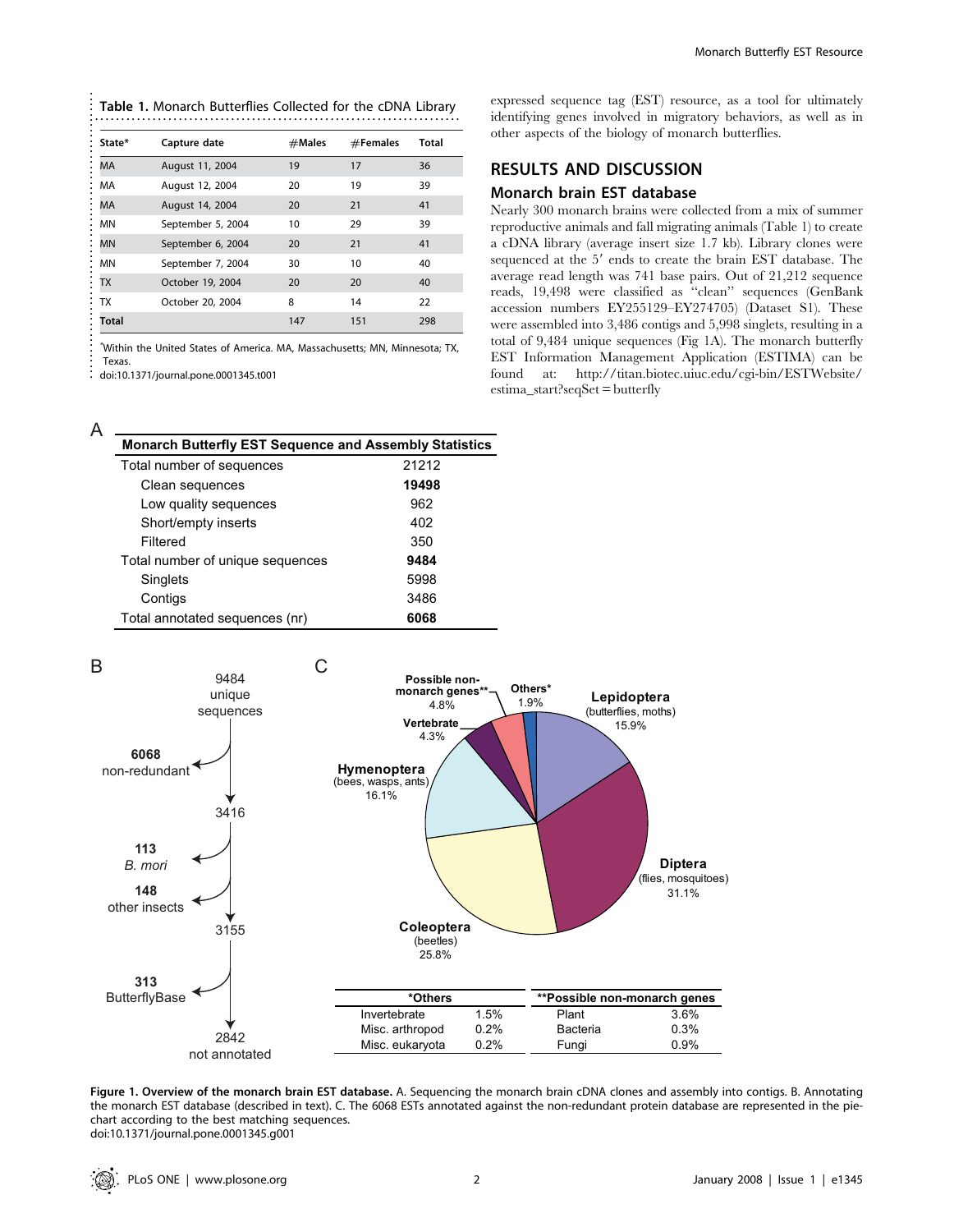**Table 1.** Monarch Butterflies Collected for the cDNA Library

| State* | Capture date | #Males | #Females | Total |
|---|---|---|---|---|
| MA | August 11, 2004 | 19 | 17 | 36 |
| MA | August 12, 2004 | 20 | 19 | 39 |
| MA | August 14, 2004 | 20 | 21 | 41 |
| MN | September 5, 2004 | 10 | 29 | 39 |
| MN | September 6, 2004 | 20 | 21 | 41 |
| MN | September 7, 2004 | 30 | 10 | 40 |
| TX | October 19, 2004 | 20 | 20 | 40 |
| TX | October 20, 2004 | 8 | 14 | 22 |
| **Total** | | 147 | 151 | 298 |

*Within the United States of America. MA, Massachusetts; MN, Minnesota; TX, Texas.

doi:10.1371/journal.pone.0001345.t001

expressed sequence tag (EST) resource, as a tool for ultimately identifying genes involved in migratory behaviors, as well as in other aspects of the biology of monarch butterflies.

## RESULTS AND DISCUSSION

### Monarch brain EST database

Nearly 300 monarch brains were collected from a mix of summer reproductive animals and fall migrating animals (Table 1) to create a cDNA library (average insert size 1.7 kb). Library clones were sequenced at the 5′ ends to create the brain EST database. The average read length was 741 base pairs. Out of 21,212 sequence reads, 19,498 were classified as "clean" sequences (GenBank accession numbers EY255129–EY274705) (Dataset S1). These were assembled into 3,486 contigs and 5,998 singlets, resulting in a total of 9,484 unique sequences (Fig 1A). The monarch butterfly EST Information Management Application (ESTIMA) can be found at: http://titan.biotec.uiuc.edu/cgi-bin/ESTWebsite/estima_start?seqSet = butterfly

A

| Monarch Butterfly EST Sequence and Assembly Statistics | |
|---|---|
| Total number of sequences | 21212 |
| Clean sequences | **19498** |
| Low quality sequences | 962 |
| Short/empty inserts | 402 |
| Filtered | 350 |
| Total number of unique sequences | **9484** |
| Singlets | 5998 |
| Contigs | 3486 |
| Total annotated sequences (nr) | **6068** |

B

9484 unique sequences → **6068** non-redundant → 3416 → **113** *B. mori*; **148** other insects → 3155 → **313** ButterflyBase → 2842 not annotated

C

Lepidoptera (butterflies, moths) 15.9%; Diptera (flies, mosquitoes) 31.1%; Coleoptera (beetles) 25.8%; Hymenoptera (bees, wasps, ants) 16.1%; Vertebrate 4.3%; Possible non-monarch genes** 4.8%; Others* 1.9%

| *Others | | **Possible non-monarch genes | |
|---|---|---|---|
| Invertebrate | 1.5% | Plant | 3.6% |
| Misc. arthropod | 0.2% | Bacteria | 0.3% |
| Misc. eukaryota | 0.2% | Fungi | 0.9% |

**Figure 1. Overview of the monarch brain EST database.** A. Sequencing the monarch brain cDNA clones and assembly into contigs. B. Annotating the monarch EST database (described in text). C. The 6068 ESTs annotated against the non-redundant protein database are represented in the pie-chart according to the best matching sequences.

doi:10.1371/journal.pone.0001345.g001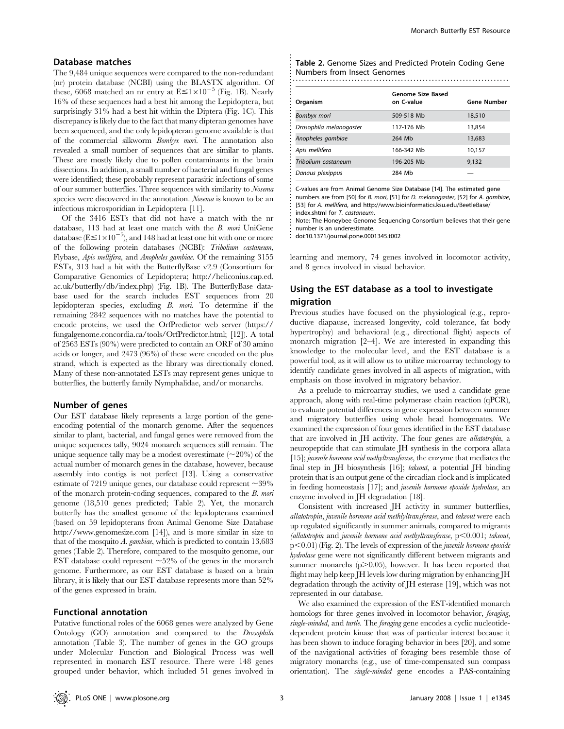## Database matches

The 9,484 unique sequences were compared to the non-redundant (nr) protein database (NCBI) using the BLASTX algorithm. Of these, 6068 matched an nr entry at $E \leq 1 \times 10^{-5}$ (Fig. 1B). Nearly 16% of these sequences had a best hit among the Lepidoptera, but surprisingly 31% had a best hit within the Diptera (Fig. 1C). This discrepancy is likely due to the fact that many dipteran genomes have been sequenced, and the only lepidopteran genome available is that of the commercial silkworm *Bombyx mori*. The annotation also revealed a small number of sequences that are similar to plants. These are mostly likely due to pollen contaminants in the brain dissections. In addition, a small number of bacterial and fungal genes were identified; these probably represent parasitic infections of some of our summer butterflies. Three sequences with similarity to *Nosema* species were discovered in the annotation. *Nosema* is known to be an infectious microsporidian in Lepidoptera [11].

Of the 3416 ESTs that did not have a match with the nr database, 113 had at least one match with the *B. mori* UniGene database ($E \leq 1 \times 10^{-5}$), and 148 had at least one hit with one or more of the following protein databases (NCBI): *Tribolium castaneum*, Flybase, *Apis mellifera*, and *Anopheles gambiae*. Of the remaining 3155 ESTs, 313 had a hit with the ButterflyBase v2.9 (Consortium for Comparative Genomics of Lepidoptera; http://heliconius.cap.ed.ac.uk/butterfly/db/index.php) (Fig. 1B). The ButterflyBase database used for the search includes EST sequences from 20 lepidopteran species, excluding *B. mori*. To determine if the remaining 2842 sequences with no matches have the potential to encode proteins, we used the OrfPredictor web server (https://fungalgenome.concordia.ca/tools/OrfPredictor.html; [12]). A total of 2563 ESTs (90%) were predicted to contain an ORF of 30 amino acids or longer, and 2473 (96%) of these were encoded on the plus strand, which is expected as the library was directionally cloned. Many of these non-annotated ESTs may represent genes unique to butterflies, the butterfly family Nymphalidae, and/or monarchs.

## Number of genes

Our EST database likely represents a large portion of the gene-encoding potential of the monarch genome. After the sequences similar to plant, bacterial, and fungal genes were removed from the unique sequences tally, 9024 monarch sequences still remain. The unique sequence tally may be a modest overestimate (~20%) of the actual number of monarch genes in the database, however, because assembly into contigs is not perfect [13]. Using a conservative estimate of 7219 unique genes, our database could represent ~39% of the monarch protein-coding sequences, compared to the *B. mori* genome (18,510 genes predicted; Table 2). Yet, the monarch butterfly has the smallest genome of the lepidopterans examined (based on 59 lepidopterans from Animal Genome Size Database http://www.genomesize.com [14]), and is more similar in size to that of the mosquito *A. gambiae*, which is predicted to contain 13,683 genes (Table 2). Therefore, compared to the mosquito genome, our EST database could represent ~52% of the genes in the monarch genome. Furthermore, as our EST database is based on a brain library, it is likely that our EST database represents more than 52% of the genes expressed in brain.

## Functional annotation

Putative functional roles of the 6068 genes were analyzed by Gene Ontology (GO) annotation and compared to the *Drosophila* annotation (Table 3). The number of genes in the GO groups under Molecular Function and Biological Process was well represented in monarch EST resource. There were 148 genes grouped under behavior, which included 51 genes involved in learning and memory, 74 genes involved in locomotor activity, and 8 genes involved in visual behavior.

**Table 2.** Genome Sizes and Predicted Protein Coding Gene Numbers from Insect Genomes

| Organism | Genome Size Based on C-value | Gene Number |
|---|---|---|
| *Bombyx mori* | 509-518 Mb | 18,510 |
| *Drosophila melanogaster* | 117-176 Mb | 13,854 |
| *Anopheles gambiae* | 264 Mb | 13,683 |
| *Apis mellifera* | 166-342 Mb | 10,157 |
| *Tribolium castaneum* | 196-205 Mb | 9,132 |
| *Danaus plexippus* | 284 Mb | — |

C-values are from Animal Genome Size Database [14]. The estimated gene numbers are from [50] for *B. mori*, [51] for *D. melanogaster*, [52] for *A. gambiae*, [53] for *A. mellifera*, and http://www.bioinformatics.ksu.edu/BeetleBase/index.shtml for *T. castaneum*.

Note: The Honeybee Genome Sequencing Consortium believes that their gene number is an underestimate.

doi:10.1371/journal.pone.0001345.t002

## Using the EST database as a tool to investigate migration

Previous studies have focused on the physiological (e.g., reproductive diapause, increased longevity, cold tolerance, fat body hypertrophy) and behavioral (e.g., directional flight) aspects of monarch migration [2–4]. We are interested in expanding this knowledge to the molecular level, and the EST database is a powerful tool, as it will allow us to utilize microarray technology to identify candidate genes involved in all aspects of migration, with emphasis on those involved in migratory behavior.

As a prelude to microarray studies, we used a candidate gene approach, along with real-time polymerase chain reaction (qPCR), to evaluate potential differences in gene expression between summer and migratory butterflies using whole head homogenates. We examined the expression of four genes identified in the EST database that are involved in JH activity. The four genes are *allatotropin*, a neuropeptide that can stimulate JH synthesis in the corpora allata [15]; *juvenile hormone acid methyltransferase*, the enzyme that mediates the final step in JH biosynthesis [16]; *takeout*, a potential JH binding protein that is an output gene of the circadian clock and is implicated in feeding homeostasis [17]; and *juvenile hormone epoxide hydrolase*, an enzyme involved in JH degradation [18].

Consistent with increased JH activity in summer butterflies, *allatotropin*, *juvenile hormone acid methlyltransferase*, and *takeout* were each up regulated significantly in summer animals, compared to migrants (*allatotropin* and *juvenile hormone acid methyltransferase*, $p<0.001$; *takeout*, $p<0.01$) (Fig. 2). The levels of expression of the *juvenile hormone epoxide hydrolase* gene were not significantly different between migrants and summer monarchs ($p>0.05$), however. It has been reported that flight may help keep JH levels low during migration by enhancing JH degradation through the activity of JH esterase [19], which was not represented in our database.

We also examined the expression of the EST-identified monarch homologs for three genes involved in locomotor behavior, *foraging*, *single-minded*, and *turtle*. The *foraging* gene encodes a cyclic nucleotide-dependent protein kinase that was of particular interest because it has been shown to induce foraging behavior in bees [20], and some of the navigational activities of foraging bees resemble those of migratory monarchs (e.g., use of time-compensated sun compass orientation). The *single-minded* gene encodes a PAS-containing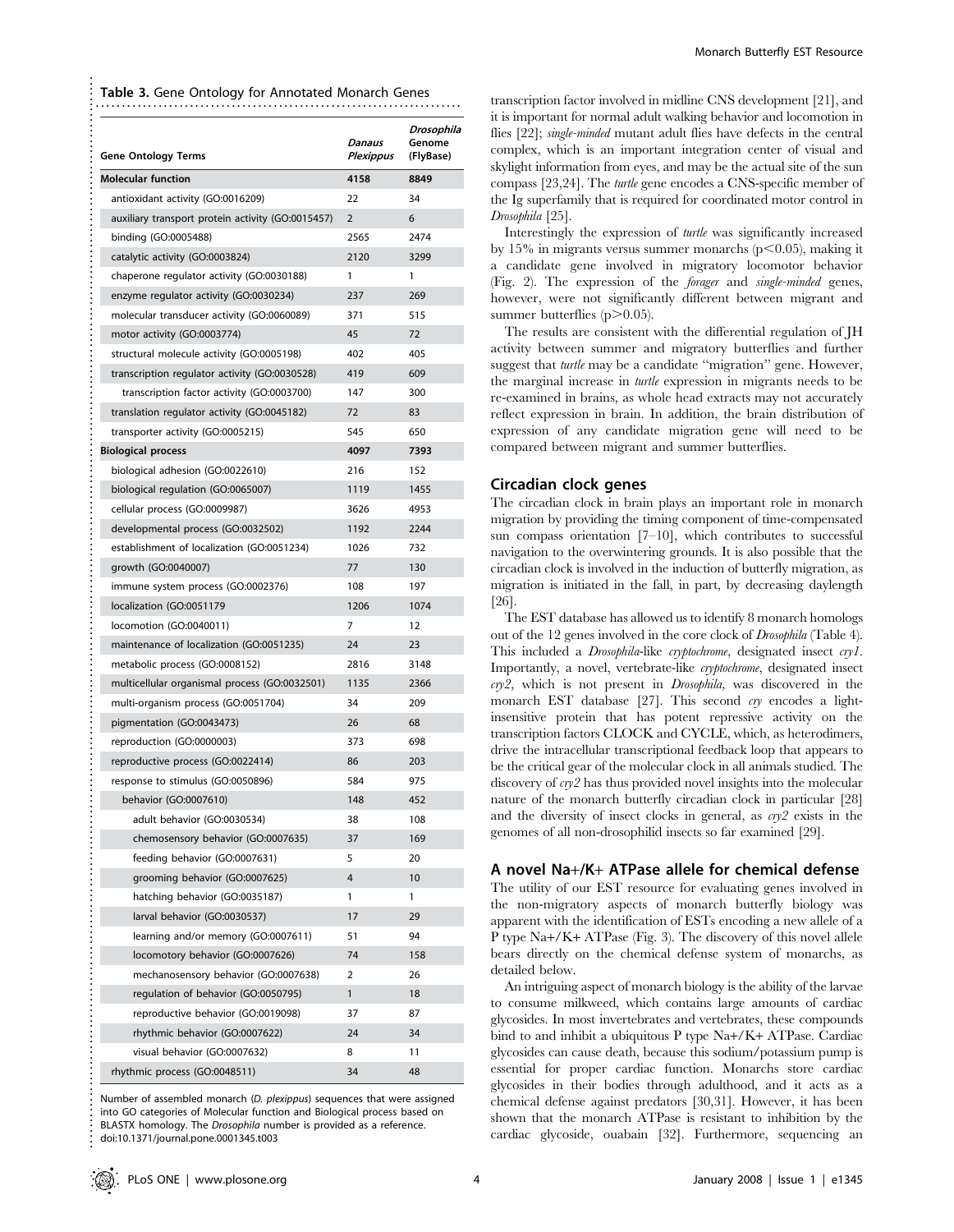**Table 3.** Gene Ontology for Annotated Monarch Genes

| Gene Ontology Terms | *Danaus Plexippus* | *Drosophila* Genome (FlyBase) |
|---|---|---|
| **Molecular function** | **4158** | **8849** |
| antioxidant activity (GO:0016209) | 22 | 34 |
| auxiliary transport protein activity (GO:0015457) | 2 | 6 |
| binding (GO:0005488) | 2565 | 2474 |
| catalytic activity (GO:0003824) | 2120 | 3299 |
| chaperone regulator activity (GO:0030188) | 1 | 1 |
| enzyme regulator activity (GO:0030234) | 237 | 269 |
| molecular transducer activity (GO:0060089) | 371 | 515 |
| motor activity (GO:0003774) | 45 | 72 |
| structural molecule activity (GO:0005198) | 402 | 405 |
| transcription regulator activity (GO:0030528) | 419 | 609 |
| transcription factor activity (GO:0003700) | 147 | 300 |
| translation regulator activity (GO:0045182) | 72 | 83 |
| transporter activity (GO:0005215) | 545 | 650 |
| **Biological process** | **4097** | **7393** |
| biological adhesion (GO:0022610) | 216 | 152 |
| biological regulation (GO:0065007) | 1119 | 1455 |
| cellular process (GO:0009987) | 3626 | 4953 |
| developmental process (GO:0032502) | 1192 | 2244 |
| establishment of localization (GO:0051234) | 1026 | 732 |
| growth (GO:0040007) | 77 | 130 |
| immune system process (GO:0002376) | 108 | 197 |
| localization (GO:0051179 | 1206 | 1074 |
| locomotion (GO:0040011) | 7 | 12 |
| maintenance of localization (GO:0051235) | 24 | 23 |
| metabolic process (GO:0008152) | 2816 | 3148 |
| multicellular organismal process (GO:0032501) | 1135 | 2366 |
| multi-organism process (GO:0051704) | 34 | 209 |
| pigmentation (GO:0043473) | 26 | 68 |
| reproduction (GO:0000003) | 373 | 698 |
| reproductive process (GO:0022414) | 86 | 203 |
| response to stimulus (GO:0050896) | 584 | 975 |
| behavior (GO:0007610) | 148 | 452 |
| adult behavior (GO:0030534) | 38 | 108 |
| chemosensory behavior (GO:0007635) | 37 | 169 |
| feeding behavior (GO:0007631) | 5 | 20 |
| grooming behavior (GO:0007625) | 4 | 10 |
| hatching behavior (GO:0035187) | 1 | 1 |
| larval behavior (GO:0030537) | 17 | 29 |
| learning and/or memory (GO:0007611) | 51 | 94 |
| locomotory behavior (GO:0007626) | 74 | 158 |
| mechanosensory behavior (GO:0007638) | 2 | 26 |
| regulation of behavior (GO:0050795) | 1 | 18 |
| reproductive behavior (GO:0019098) | 37 | 87 |
| rhythmic behavior (GO:0007622) | 24 | 34 |
| visual behavior (GO:0007632) | 8 | 11 |
| rhythmic process (GO:0048511) | 34 | 48 |

Number of assembled monarch (*D. plexippus*) sequences that were assigned into GO categories of Molecular function and Biological process based on BLASTX homology. The *Drosophila* number is provided as a reference.
doi:10.1371/journal.pone.0001345.t003

transcription factor involved in midline CNS development [21], and it is important for normal adult walking behavior and locomotion in flies [22]; *single-minded* mutant adult flies have defects in the central complex, which is an important integration center of visual and skylight information from eyes, and may be the actual site of the sun compass [23,24]. The *turtle* gene encodes a CNS-specific member of the Ig superfamily that is required for coordinated motor control in *Drosophila* [25].

Interestingly the expression of *turtle* was significantly increased by 15% in migrants versus summer monarchs ($p<0.05$), making it a candidate gene involved in migratory locomotor behavior (Fig. 2). The expression of the *forager* and *single-minded* genes, however, were not significantly different between migrant and summer butterflies ($p>0.05$).

The results are consistent with the differential regulation of JH activity between summer and migratory butterflies and further suggest that *turtle* may be a candidate "migration" gene. However, the marginal increase in *turtle* expression in migrants needs to be re-examined in brains, as whole head extracts may not accurately reflect expression in brain. In addition, the brain distribution of expression of any candidate migration gene will need to be compared between migrant and summer butterflies.

## Circadian clock genes

The circadian clock in brain plays an important role in monarch migration by providing the timing component of time-compensated sun compass orientation [7–10], which contributes to successful navigation to the overwintering grounds. It is also possible that the circadian clock is involved in the induction of butterfly migration, as migration is initiated in the fall, in part, by decreasing daylength [26].

The EST database has allowed us to identify 8 monarch homologs out of the 12 genes involved in the core clock of *Drosophila* (Table 4). This included a *Drosophila*-like *cryptochrome*, designated insect *cry1*. Importantly, a novel, vertebrate-like *cryptochrome*, designated insect *cry2*, which is not present in *Drosophila*, was discovered in the monarch EST database [27]. This second *cry* encodes a light-insensitive protein that has potent repressive activity on the transcription factors CLOCK and CYCLE, which, as heterodimers, drive the intracellular transcriptional feedback loop that appears to be the critical gear of the molecular clock in all animals studied. The discovery of *cry2* has thus provided novel insights into the molecular nature of the monarch butterfly circadian clock in particular [28] and the diversity of insect clocks in general, as *cry2* exists in the genomes of all non-drosophilid insects so far examined [29].

## A novel Na+/K+ ATPase allele for chemical defense

The utility of our EST resource for evaluating genes involved in the non-migratory aspects of monarch butterfly biology was apparent with the identification of ESTs encoding a new allele of a P type Na+/K+ ATPase (Fig. 3). The discovery of this novel allele bears directly on the chemical defense system of monarchs, as detailed below.

An intriguing aspect of monarch biology is the ability of the larvae to consume milkweed, which contains large amounts of cardiac glycosides. In most invertebrates and vertebrates, these compounds bind to and inhibit a ubiquitous P type Na+/K+ ATPase. Cardiac glycosides can cause death, because this sodium/potassium pump is essential for proper cardiac function. Monarchs store cardiac glycosides in their bodies through adulthood, and it acts as a chemical defense against predators [30,31]. However, it has been shown that the monarch ATPase is resistant to inhibition by the cardiac glycoside, ouabain [32]. Furthermore, sequencing an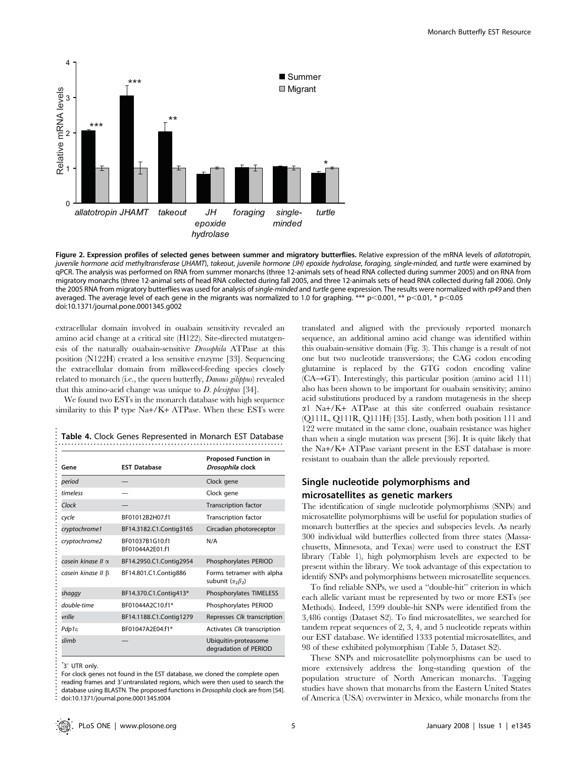**Figure 2. Expression profiles of selected genes between summer and migratory butterflies.** Relative expression of the mRNA levels of *allatotropin*, *juvenile hormone acid methyltransferase* (*JHAMT*), *takeout*, *juvenile hormone (JH) epoxide hydrolase*, *foraging*, *single-minded*, and *turtle* were examined by qPCR. The analysis was performed on RNA from summer monarchs (three 12-animals sets of head RNA collected during summer 2005) and on RNA from migratory monarchs (three 12-animal sets of head RNA collected during fall 2005, and three 12-animals sets of head RNA collected during fall 2006). Only the 2005 RNA from migratory butterflies was used for analysis of *single-minded* and *turtle* gene expression. The results were normalized with *rp49* and then averaged. The average level of each gene in the migrants was normalized to 1.0 for graphing. *** $p<0.001$, ** $p<0.01$, * $p<0.05$
doi:10.1371/journal.pone.0001345.g002

extracellular domain involved in ouabain sensitivity revealed an amino acid change at a critical site (H122). Site-directed mutatgenesis of the naturally ouabain-sensitive *Drosophila* ATPase at this position (N122H) created a less sensitive enzyme [33]. Sequencing the extracellular domain from milkweed-feeding species closely related to monarch (i.e., the queen butterfly, *Danaus gilippus*) revealed that this amino-acid change was unique to *D. plexippus* [34].

We found two ESTs in the monarch database with high sequence similarity to this P type Na+/K+ ATPase. When these ESTs were translated and aligned with the previously reported monarch sequence, an additional amino acid change was identified within this ouabain-sensitive domain (Fig. 3). This change is a result of not one but two nucleotide transversions; the CAG codon encoding glutamine is replaced by the GTG codon encoding valine (CA→GT). Interestingly, this particular position (amino acid 111) also has been shown to be important for ouabain sensitivity; amino acid substitutions produced by a random mutagenesis in the sheep $\alpha$1 Na+/K+ ATPase at this site conferred ouabain resistance (Q111L, Q111R, Q111H) [35]. Lastly, when both position 111 and 122 were mutated in the same clone, ouabain resistance was higher than when a single mutation was present [36]. It is quite likely that the Na+/K+ ATPase variant present in the EST database is more resistant to ouabain than the allele previously reported.

**Table 4.** Clock Genes Represented in Monarch EST Database

| Gene | EST Database | Proposed Function in *Drosophila* clock |
|---|---|---|
| *period* | — | Clock gene |
| *timeless* | — | Clock gene |
| *Clock* | — | Transcription factor |
| *cycle* | BF01012B2H07.f1 | Transcription factor |
| *cryptochrome1* | BF14.3182.C1.Contig3165 | Circadian photoreceptor |
| *cryptochrome2* | BF01037B1G10.f1 BF01044A2E01.f1 | N/A |
| *casein kinase II* $\alpha$ | BF14.2950.C1.Contig2954 | Phosphorylates PERIOD |
| *casein kinase II* $\beta$ | BF14.801.C1.Contig886 | Forms tetramer with alpha subunit ($\alpha_2\beta_2$) |
| *shaggy* | BF14.370.C1.Contig413* | Phosphorylates TIMELESS |
| *double-time* | BF01044A2C10.f1* | Phosphorylates PERIOD |
| *vrille* | BF14.1188.C1.Contig1279 | Represses *Clk* transcription |
| *Pdp1*$\varepsilon$ | BF01047A2E04.f1* | Activates *Clk* transcription |
| *slimb* | — | Ubiquitin-proteasome degradation of PERIOD |

*3′ UTR only.
For clock genes not found in the EST database, we cloned the complete open reading frames and 3′untranslated regions, which were then used to search the database using BLASTN. The proposed functions in *Drosophila* clock are from [54].
doi:10.1371/journal.pone.0001345.t004

## Single nucleotide polymorphisms and microsatellites as genetic markers

The identification of single nucleotide polymorphisms (SNPs) and microsatellite polymorphisms will be useful for population studies of monarch butterflies at the species and subspecies levels. As nearly 300 individual wild butterflies collected from three states (Massachusetts, Minnesota, and Texas) were used to construct the EST library (Table 1), high polymorphism levels are expected to be present within the library. We took advantage of this expectation to identify SNPs and polymorphisms between microsatellite sequences.

To find reliable SNPs, we used a "double-hit" criterion in which each allelic variant must be represented by two or more ESTs (see Methods). Indeed, 1599 double-hit SNPs were identified from the 3,486 contigs (Dataset S2). To find microsatellites, we searched for tandem repeat sequences of 2, 3, 4, and 5 nucleotide repeats within our EST database. We identified 1333 potential microsatellites, and 98 of these exhibited polymorphism (Table 5, Dataset S2).

These SNPs and microsatellite polymorphisms can be used to more extensively address the long-standing question of the population structure of North American monarchs. Tagging studies have shown that monarchs from the Eastern United States of America (USA) overwinter in Mexico, while monarchs from the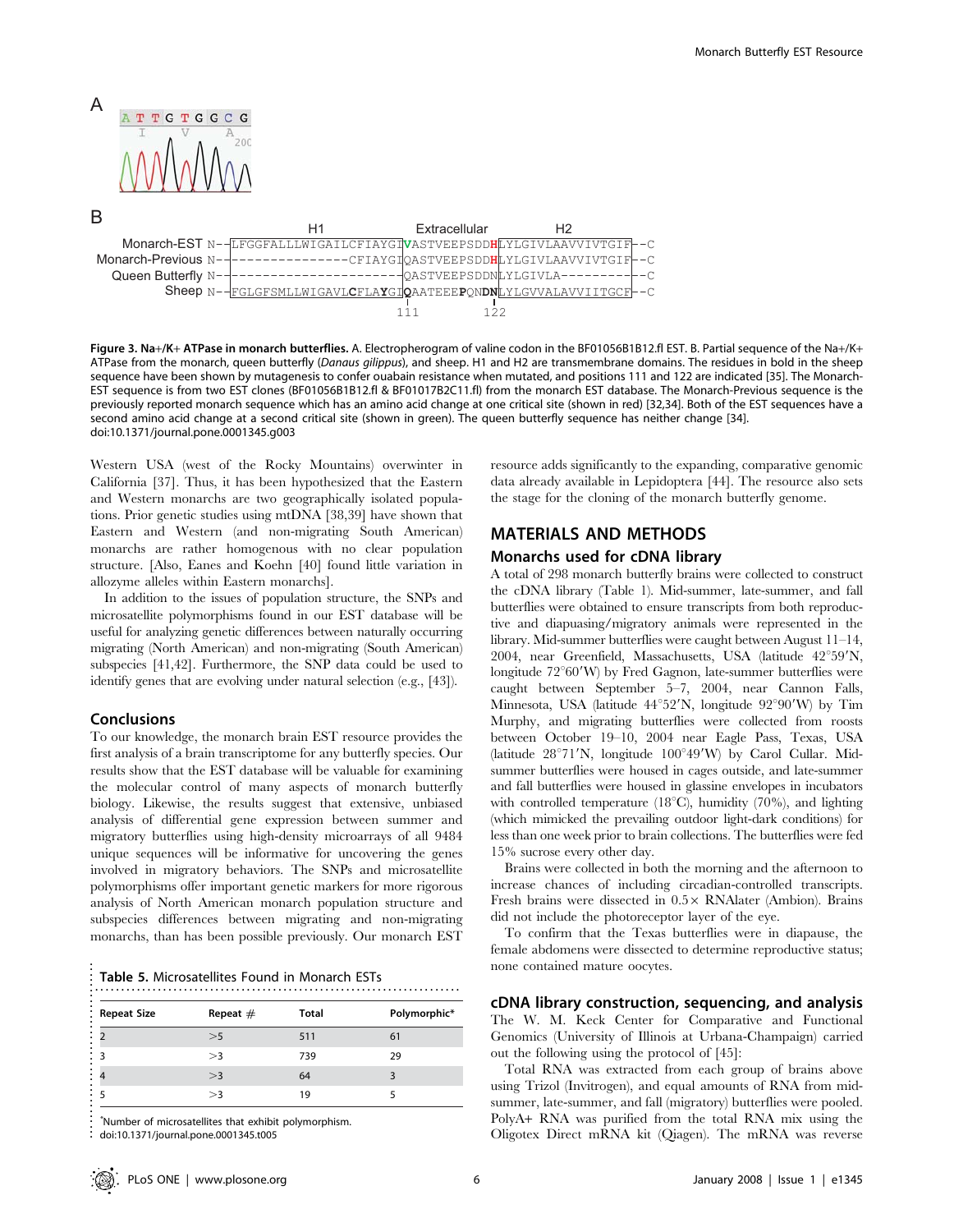A

B

|  | H1 | Extracellular | H2 |  |
| --- | --- | --- | --- | --- |
| Monarch-EST N-- | LFGGFALLLWIGAILCFIAYGI | **V**ASTVEEPSDD**H** | LYLGIVLAAVVIVTGIF | --C |
| Monarch-Previous N-- | ---------------CFIAYGI | QASTVEEPSDD**H** | LYLGIVLAAVVIVTGIF | --C |
| Queen Butterfly N-- | ---------------------- | QASTVEEPSDDN | LYLGIVLA--------- | --C |
| Sheep N-- | FGLGFSMLLWIGAVL**C**FLA**Y**GI | **Q**AATEEE**P**QN**DN** | LYLGVVALAVVIITGCF | --C |
|  |  | 111 &nbsp;&nbsp;&nbsp;&nbsp;&nbsp;&nbsp;&nbsp;&nbsp;&nbsp; 122 |  |  |

**Figure 3. Na+/K+ ATPase in monarch butterflies.** A. Electropherogram of valine codon in the BF01056B1B12.fl EST. B. Partial sequence of the Na+/K+ ATPase from the monarch, queen butterfly (*Danaus gilippus*), and sheep. H1 and H2 are transmembrane domains. The residues in bold in the sheep sequence have been shown by mutagenesis to confer ouabain resistance when mutated, and positions 111 and 122 are indicated [35]. The Monarch-EST sequence is from two EST clones (BF01056B1B12.fl & BF01017B2C11.fl) from the monarch EST database. The Monarch-Previous sequence is the previously reported monarch sequence which has an amino acid change at one critical site (shown in red) [32,34]. Both of the EST sequences have a second amino acid change at a second critical site (shown in green). The queen butterfly sequence has neither change [34].
doi:10.1371/journal.pone.0001345.g003

Western USA (west of the Rocky Mountains) overwinter in California [37]. Thus, it has been hypothesized that the Eastern and Western monarchs are two geographically isolated populations. Prior genetic studies using mtDNA [38,39] have shown that Eastern and Western (and non-migrating South American) monarchs are rather homogenous with no clear population structure. [Also, Eanes and Koehn [40] found little variation in allozyme alleles within Eastern monarchs].

In addition to the issues of population structure, the SNPs and microsatellite polymorphisms found in our EST database will be useful for analyzing genetic differences between naturally occurring migrating (North American) and non-migrating (South American) subspecies [41,42]. Furthermore, the SNP data could be used to identify genes that are evolving under natural selection (e.g., [43]).

### Conclusions

To our knowledge, the monarch brain EST resource provides the first analysis of a brain transcriptome for any butterfly species. Our results show that the EST database will be valuable for examining the molecular control of many aspects of monarch butterfly biology. Likewise, the results suggest that extensive, unbiased analysis of differential gene expression between summer and migratory butterflies using high-density microarrays of all 9484 unique sequences will be informative for uncovering the genes involved in migratory behaviors. The SNPs and microsatellite polymorphisms offer important genetic markers for more rigorous analysis of North American monarch population structure and subspecies differences between migrating and non-migrating monarchs, than has been possible previously. Our monarch EST resource adds significantly to the expanding, comparative genomic data already available in Lepidoptera [44]. The resource also sets the stage for the cloning of the monarch butterfly genome.

**Table 5.** Microsatellites Found in Monarch ESTs

| Repeat Size | Repeat # | Total | Polymorphic* |
| --- | --- | --- | --- |
| 2 | >5 | 511 | 61 |
| 3 | >3 | 739 | 29 |
| 4 | >3 | 64 | 3 |
| 5 | >3 | 19 | 5 |

*Number of microsatellites that exhibit polymorphism.
doi:10.1371/journal.pone.0001345.t005

## MATERIALS AND METHODS

### Monarchs used for cDNA library

A total of 298 monarch butterfly brains were collected to construct the cDNA library (Table 1). Mid-summer, late-summer, and fall butterflies were obtained to ensure transcripts from both reproductive and diapausing/migratory animals were represented in the library. Mid-summer butterflies were caught between August 11–14, 2004, near Greenfield, Massachusetts, USA (latitude 42°59′N, longitude 72°60′W) by Fred Gagnon, late-summer butterflies were caught between September 5–7, 2004, near Cannon Falls, Minnesota, USA (latitude 44°52′N, longitude 92°90′W) by Tim Murphy, and migrating butterflies were collected from roosts between October 19–10, 2004 near Eagle Pass, Texas, USA (latitude 28°71′N, longitude 100°49′W) by Carol Cullar. Mid-summer butterflies were housed in cages outside, and late-summer and fall butterflies were housed in glassine envelopes in incubators with controlled temperature (18°C), humidity (70%), and lighting (which mimicked the prevailing outdoor light-dark conditions) for less than one week prior to brain collections. The butterflies were fed 15% sucrose every other day.

Brains were collected in both the morning and the afternoon to increase chances of including circadian-controlled transcripts. Fresh brains were dissected in 0.5× RNAlater (Ambion). Brains did not include the photoreceptor layer of the eye.

To confirm that the Texas butterflies were in diapause, the female abdomens were dissected to determine reproductive status; none contained mature oocytes.

### cDNA library construction, sequencing, and analysis

The W. M. Keck Center for Comparative and Functional Genomics (University of Illinois at Urbana-Champaign) carried out the following using the protocol of [45]:

Total RNA was extracted from each group of brains above using Trizol (Invitrogen), and equal amounts of RNA from mid-summer, late-summer, and fall (migratory) butterflies were pooled. PolyA+ RNA was purified from the total RNA mix using the Oligotex Direct mRNA kit (Qiagen). The mRNA was reverse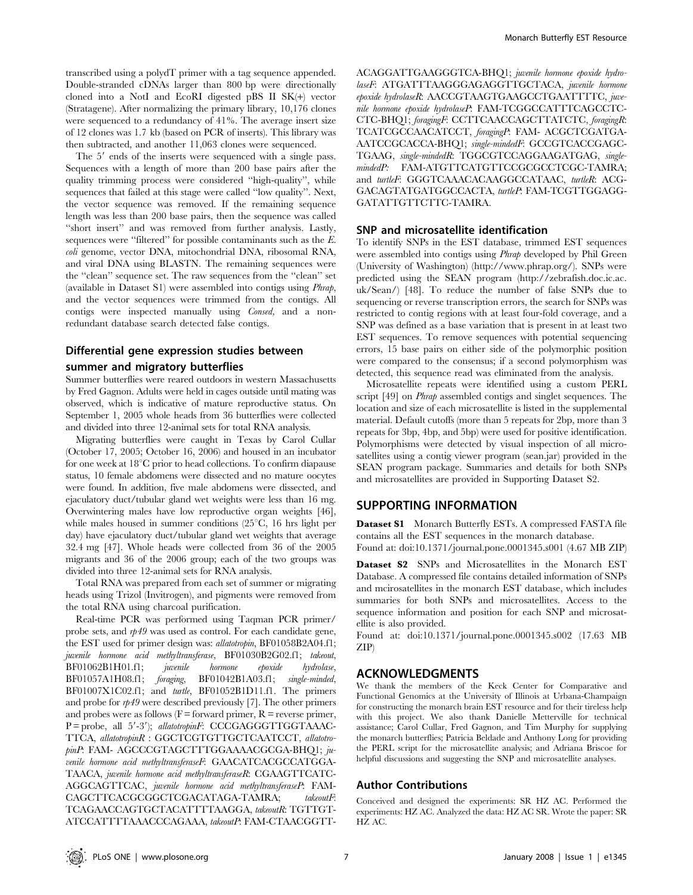transcribed using a polydT primer with a tag sequence appended. Double-stranded cDNAs larger than 800 bp were directionally cloned into a NotI and EcoRI digested pBS II SK(+) vector (Stratagene). After normalizing the primary library, 10,176 clones were sequenced to a redundancy of 41%. The average insert size of 12 clones was 1.7 kb (based on PCR of inserts). This library was then subtracted, and another 11,063 clones were sequenced.

The 5′ ends of the inserts were sequenced with a single pass. Sequences with a length of more than 200 base pairs after the quality trimming process were considered "high-quality", while sequences that failed at this stage were called "low quality". Next, the vector sequence was removed. If the remaining sequence length was less than 200 base pairs, then the sequence was called "short insert" and was removed from further analysis. Lastly, sequences were "filtered" for possible contaminants such as the *E. coli* genome, vector DNA, mitochondrial DNA, ribosomal RNA, and viral DNA using BLASTN. The remaining sequences were the "clean" sequence set. The raw sequences from the "clean" set (available in Dataset S1) were assembled into contigs using *Phrap*, and the vector sequences were trimmed from the contigs. All contigs were inspected manually using *Consed*, and a non-redundant database search detected false contigs.

## Differential gene expression studies between summer and migratory butterflies

Summer butterflies were reared outdoors in western Massachusetts by Fred Gagnon. Adults were held in cages outside until mating was observed, which is indicative of mature reproductive status. On September 1, 2005 whole heads from 36 butterflies were collected and divided into three 12-animal sets for total RNA analysis.

Migrating butterflies were caught in Texas by Carol Cullar (October 17, 2005; October 16, 2006) and housed in an incubator for one week at 18°C prior to head collections. To confirm diapause status, 10 female abdomens were dissected and no mature oocytes were found. In addition, five male abdomens were dissected, and ejaculatory duct/tubular gland wet weights were less than 16 mg. Overwintering males have low reproductive organ weights [46], while males housed in summer conditions (25°C, 16 hrs light per day) have ejaculatory duct/tubular gland wet weights that average 32.4 mg [47]. Whole heads were collected from 36 of the 2005 migrants and 36 of the 2006 group; each of the two groups was divided into three 12-animal sets for RNA analysis.

Total RNA was prepared from each set of summer or migrating heads using Trizol (Invitrogen), and pigments were removed from the total RNA using charcoal purification.

Real-time PCR was performed using Taqman PCR primer/probe sets, and *rp49* was used as control. For each candidate gene, the EST used for primer design was: *allatotropin*, BF01058B2A04.f1; *juvenile hormone acid methyltransferase*, BF01030B2G02.f1; *takeout*, BF01062B1H01.f1; *juvenile hormone epoxide hydrolase*, BF01057A1H08.f1; *foraging*, BF01042B1A03.f1; *single-minded*, BF01007X1C02.f1; and *turtle*, BF01052B1D11.f1. The primers and probe for *rp49* were described previously [7]. The other primers and probes were as follows (F = forward primer, R = reverse primer, P = probe, all 5′-3′); *allatotropinF*: CCCGAGGGTTGGTAAACTTCA, *allatotropinR* : GGCTCGTGTTGCTCAATCCT, *allatotropinP*: FAM- AGCCCGTAGCTTTGGAAAACGCGA-BHQ1; *juvenile hormone acid methyltransferaseF*: GAACATCACGCCATGGATAACA, *juvenile hormone acid methyltransferaseR*: CGAAGTTCATCAGGCAGTTCAC, *juvenile hormone acid methyltransferaseP*: FAM-CAGCTTCACGCGGCTCGACATAGA-TAMRA; *takeoutF*: TCAGAACCAGTGCTACATTTTAAGGA, *takeoutR*: TGTTGTATCCATTTTAAACCCAGAAA, *takeoutP*: FAM-CTAACGGTTACAGGATTGAAGGGTCA-BHQ1; *juvenile hormone epoxide hydrolaseF*: ATGATTTAAGGGAGAGGTTGCTACA, *juvenile hormone epoxide hydrolaseR*: AACCGTAAGTGAAGCCTGAATTTTC, *juvenile hormone epoxide hydrolaseP*: FAM-TCGGCCATTTCAGCCTCCTC-BHQ1; *foragingF*: CCTTCAACCAGCTTATCTC, *foragingR*: TCATCGCCAACATCCT, *foragingP*: FAM- ACGCTCGATGAAATCCGCACCA-BHQ1; *single-mindedF*: GCCGTCACCGAGCTGAAG, *single-mindedR*: TGGCGTCCAGGAAGATGAG, *single-mindedP*: FAM-ATGTTCATGTTCCGCGCCTCGC-TAMRA; and *turtleF*: GGGTCAAACACAAGGCCATAAC, *turtleR*: ACGGACAGTATGATGGCCACTA, *turtleP*: FAM-TCGTTGGAGGGATATTGTTCTTC-TAMRA.

## SNP and microsatellite identification

To identify SNPs in the EST database, trimmed EST sequences were assembled into contigs using *Phrap* developed by Phil Green (University of Washington) (http://www.phrap.org/). SNPs were predicted using the SEAN program (http://zebrafish.doc.ic.ac.uk/Sean/) [48]. To reduce the number of false SNPs due to sequencing or reverse transcription errors, the search for SNPs was restricted to contig regions with at least four-fold coverage, and a SNP was defined as a base variation that is present in at least two EST sequences. To remove sequences with potential sequencing errors, 15 base pairs on either side of the polymorphic position were compared to the consensus; if a second polymorphism was detected, this sequence read was eliminated from the analysis.

Microsatellite repeats were identified using a custom PERL script [49] on *Phrap* assembled contigs and singlet sequences. The location and size of each microsatellite is listed in the supplemental material. Default cutoffs (more than 5 repeats for 2bp, more than 3 repeats for 3bp, 4bp, and 5bp) were used for positive identification. Polymorphisms were detected by visual inspection of all microsatellites using a contig viewer program (sean.jar) provided in the SEAN program package. Summaries and details for both SNPs and microsatellites are provided in Supporting Dataset S2.

# SUPPORTING INFORMATION

**Dataset S1** Monarch Butterfly ESTs. A compressed FASTA file contains all the EST sequences in the monarch database.
Found at: doi:10.1371/journal.pone.0001345.s001 (4.67 MB ZIP)

**Dataset S2** SNPs and Microsatellites in the Monarch EST Database. A compressed file contains detailed information of SNPs and mcirosatellites in the monarch EST database, which includes summaries for both SNPs and microsatellites. Access to the sequence information and position for each SNP and microsatellite is also provided.
Found at: doi:10.1371/journal.pone.0001345.s002 (17.63 MB ZIP)

# ACKNOWLEDGMENTS

We thank the members of the Keck Center for Comparative and Functional Genomics at the University of Illinois at Urbana-Champaign for constructing the monarch brain EST resource and for their tireless help with this project. We also thank Danielle Metterville for technical assistance; Carol Cullar, Fred Gagnon, and Tim Murphy for supplying the monarch butterflies; Patricia Beldade and Anthony Long for providing the PERL script for the microsatellite analysis; and Adriana Briscoe for helpful discussions and suggesting the SNP and microsatellite analyses.

## Author Contributions

Conceived and designed the experiments: SR HZ AC. Performed the experiments: HZ AC. Analyzed the data: HZ AC SR. Wrote the paper: SR HZ AC.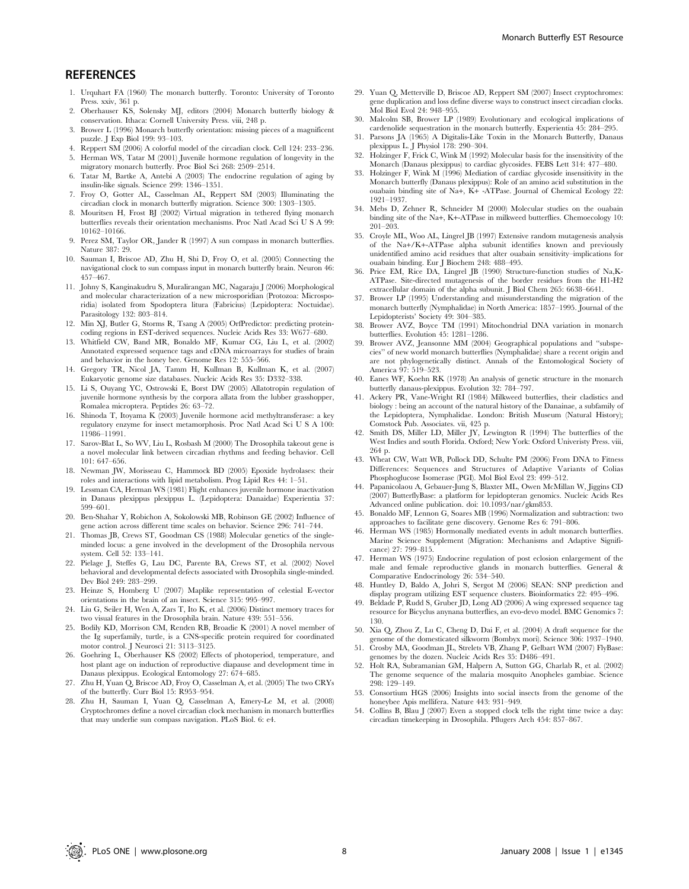## REFERENCES

1. Urquhart FA (1960) The monarch butterfly. Toronto: University of Toronto Press. xxiv, 361 p.
2. Oberhauser KS, Solensky MJ, editors (2004) Monarch butterfly biology & conservation. Ithaca: Cornell University Press. viii, 248 p.
3. Brower L (1996) Monarch butterfly orientation: missing pieces of a magnificent puzzle. J Exp Biol 199: 93–103.
4. Reppert SM (2006) A colorful model of the circadian clock. Cell 124: 233–236.
5. Herman WS, Tatar M (2001) Juvenile hormone regulation of longevity in the migratory monarch butterfly. Proc Biol Sci 268: 2509–2514.
6. Tatar M, Bartke A, Antebi A (2003) The endocrine regulation of aging by insulin-like signals. Science 299: 1346–1351.
7. Froy O, Gotter AL, Casselman AL, Reppert SM (2003) Illuminating the circadian clock in monarch butterfly migration. Science 300: 1303–1305.
8. Mouritsen H, Frost BJ (2002) Virtual migration in tethered flying monarch butterflies reveals their orientation mechanisms. Proc Natl Acad Sci U S A 99: 10162–10166.
9. Perez SM, Taylor OR, Jander R (1997) A sun compass in monarch butterflies. Nature 387: 29.
10. Sauman I, Briscoe AD, Zhu H, Shi D, Froy O, et al. (2005) Connecting the navigational clock to sun compass input in monarch butterfly brain. Neuron 46: 457–467.
11. Johny S, Kanginakudru S, Muralirangan MC, Nagaraju J (2006) Morphological and molecular characterization of a new microsporidian (Protozoa: Microsporidia) isolated from Spodoptera litura (Fabricius) (Lepidoptera: Noctuidae). Parasitology 132: 803–814.
12. Min XJ, Butler G, Storms R, Tsang A (2005) OrfPredictor: predicting protein-coding regions in EST-derived sequences. Nucleic Acids Res 33: W677–680.
13. Whitfield CW, Band MR, Bonaldo MF, Kumar CG, Liu L, et al. (2002) Annotated expressed sequence tags and cDNA microarrays for studies of brain and behavior in the honey bee. Genome Res 12: 555–566.
14. Gregory TR, Nicol JA, Tamm H, Kullman B, Kullman K, et al. (2007) Eukaryotic genome size databases. Nucleic Acids Res 35: D332–338.
15. Li S, Ouyang YC, Ostrowski E, Borst DW (2005) Allatotropin regulation of juvenile hormone synthesis by the corpora allata from the lubber grasshopper, Romalea microptera. Peptides 26: 63–72.
16. Shinoda T, Itoyama K (2003) Juvenile hormone acid methyltransferase: a key regulatory enzyme for insect metamorphosis. Proc Natl Acad Sci U S A 100: 11986–11991.
17. Sarov-Blat L, So WV, Liu L, Rosbash M (2000) The Drosophila takeout gene is a novel molecular link between circadian rhythms and feeding behavior. Cell 101: 647–656.
18. Newman JW, Morisseau C, Hammock BD (2005) Epoxide hydrolases: their roles and interactions with lipid metabolism. Prog Lipid Res 44: 1–51.
19. Lessman CA, Herman WS (1981) Flight enhances juvenile hormone inactivation in Danaus plexippus plexippus L. (Lepidoptera: Danaidae) Experientia 37: 599–601.
20. Ben-Shahar Y, Robichon A, Sokolowski MB, Robinson GE (2002) Influence of gene action across different time scales on behavior. Science 296: 741–744.
21. Thomas JB, Crews ST, Goodman CS (1988) Molecular genetics of the single-minded locus: a gene involved in the development of the Drosophila nervous system. Cell 52: 133–141.
22. Pielage J, Steffes G, Lau DC, Parente BA, Crews ST, et al. (2002) Novel behavioral and developmental defects associated with Drosophila single-minded. Dev Biol 249: 283–299.
23. Heinze S, Homberg U (2007) Maplike representation of celestial E-vector orientations in the brain of an insect. Science 315: 995–997.
24. Liu G, Seiler H, Wen A, Zars T, Ito K, et al. (2006) Distinct memory traces for two visual features in the Drosophila brain. Nature 439: 551–556.
25. Bodily KD, Morrison CM, Renden RB, Broadie K (2001) A novel member of the Ig superfamily, turtle, is a CNS-specific protein required for coordinated motor control. J Neurosci 21: 3113–3125.
26. Goehring L, Oberhauser KS (2002) Effects of photoperiod, temperature, and host plant age on induction of reproductive diapause and development time in Danaus plexippus. Ecological Entomology 27: 674–685.
27. Zhu H, Yuan Q, Briscoe AD, Froy O, Casselman A, et al. (2005) The two CRYs of the butterfly. Curr Biol 15: R953–954.
28. Zhu H, Sauman I, Yuan Q, Casselman A, Emery-Le M, et al. (2008) Cryptochromes define a novel circadian clock mechanism in monarch butterflies that may underlie sun compass navigation. PLoS Biol. 6: e4.
29. Yuan Q, Metterville D, Briscoe AD, Reppert SM (2007) Insect cryptochromes: gene duplication and loss define diverse ways to construct insect circadian clocks. Mol Biol Evol 24: 948–955.
30. Malcolm SB, Brower LP (1989) Evolutionary and ecological implications of cardenolide sequestration in the monarch butterfly. Experientia 45: 284–295.
31. Parsons JA (1965) A Digitalis-Like Toxin in the Monarch Butterfly, Danaus plexippus L. J Physiol 178: 290–304.
32. Holzinger F, Frick C, Wink M (1992) Molecular basis for the insensitivity of the Monarch (Danaus plexippus) to cardiac glycosides. FEBS Lett 314: 477–480.
33. Holzinger F, Wink M (1996) Mediation of cardiac glycoside insensitivity in the Monarch butterfly (Danaus plexippus): Role of an amino acid substitution in the ouabain binding site of Na+, K+ -ATPase. Journal of Chemical Ecology 22: 1921–1937.
34. Mebs D, Zehner R, Schneider M (2000) Molecular studies on the ouabain binding site of the Na+, K+-ATPase in milkweed butterflies. Chemoecology 10: 201–203.
35. Croyle ML, Woo AL, Lingrel JB (1997) Extensive random mutagenesis analysis of the Na+/K+-ATPase alpha subunit identifies known and previously unidentified amino acid residues that alter ouabain sensitivity–implications for ouabain binding. Eur J Biochem 248: 488–495.
36. Price EM, Rice DA, Lingrel JB (1990) Structure-function studies of Na,K-ATPase. Site-directed mutagenesis of the border residues from the H1-H2 extracellular domain of the alpha subunit. J Biol Chem 265: 6638–6641.
37. Brower LP (1995) Understanding and misunderstanding the migration of the monarch butterfly (Nymphalidae) in North America: 1857–1995. Journal of the Lepidopterists' Society 49: 304–385.
38. Brower AVZ, Boyce TM (1991) Mitochondrial DNA variation in monarch butterflies. Evolution 45: 1281–1286.
39. Brower AVZ, Jeansonne MM (2004) Geographical populations and "subspecies" of new world monarch butterflies (Nymphalidae) share a recent origin and are not phylogenetically distinct. Annals of the Entomological Society of America 97: 519–523.
40. Eanes WF, Koehn RK (1978) An analysis of genetic structure in the monarch butterfly danaus-plexippus. Evolution 32: 784–797.
41. Ackery PR, Vane-Wright RI (1984) Milkweed butterflies, their cladistics and biology : being an account of the natural history of the Danainae, a subfamily of the Lepidoptera, Nymphalidae. London: British Museum (Natural History); Comstock Pub. Associates. vii, 425 p.
42. Smith DS, Miller LD, Miller JY, Lewington R (1994) The butterflies of the West Indies and south Florida. Oxford; New York: Oxford Univeristy Press. viii, 264 p.
43. Wheat CW, Watt WB, Pollock DD, Schulte PM (2006) From DNA to Fitness Differences: Sequences and Structures of Adaptive Variants of Colias Phosphoglucose Isomerase (PGI). Mol Biol Evol 23: 499–512.
44. Papanicolaou A, Gebauer-Jung S, Blaxter ML, Owen McMillan W, Jiggins CD (2007) ButterflyBase: a platform for lepidopteran genomics. Nucleic Acids Res Advanced online publication. doi: 10.1093/nar/gkm853.
45. Bonaldo MF, Lennon G, Soares MB (1996) Normalization and subtraction: two approaches to facilitate gene discovery. Genome Res 6: 791–806.
46. Herman WS (1985) Hormonally mediated events in adult monarch butterflies. Marine Science Supplement (Migration: Mechanisms and Adaptive Significance) 27: 799–815.
47. Herman WS (1975) Endocrine regulation of post eclosion enlargement of the male and female reproductive glands in monarch butterflies. General & Comparative Endocrinology 26: 534–540.
48. Huntley D, Baldo A, Johri S, Sergot M (2006) SEAN: SNP prediction and display program utilizing EST sequence clusters. Bioinformatics 22: 495–496.
49. Beldade P, Rudd S, Gruber JD, Long AD (2006) A wing expressed sequence tag resource for Bicyclus anynana butterflies, an evo-devo model. BMC Genomics 7: 130.
50. Xia Q, Zhou Z, Lu C, Cheng D, Dai F, et al. (2004) A draft sequence for the genome of the domesticated silkworm (Bombyx mori). Science 306: 1937–1940.
51. Crosby MA, Goodman JL, Strelets VB, Zhang P, Gelbart WM (2007) FlyBase: genomes by the dozen. Nucleic Acids Res 35: D486–491.
52. Holt RA, Subramanian GM, Halpern A, Sutton GG, Charlab R, et al. (2002) The genome sequence of the malaria mosquito Anopheles gambiae. Science 298: 129–149.
53. Consortium HGS (2006) Insights into social insects from the genome of the honeybee Apis mellifera. Nature 443: 931–949.
54. Collins B, Blau J (2007) Even a stopped clock tells the right time twice a day: circadian timekeeping in Drosophila. Pflugers Arch 454: 857–867.